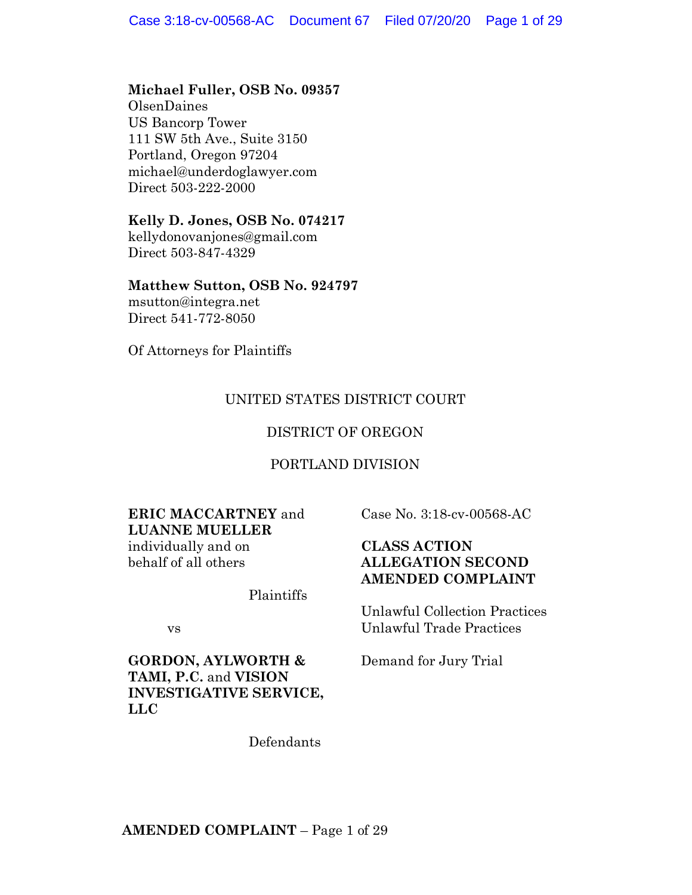**Michael Fuller, OSB No. 09357**
OlsenDaines
US Bancorp Tower
111 SW 5th Ave., Suite 3150
Portland, Oregon 97204
michael@underdoglawyer.com
Direct 503-222-2000

**Kelly D. Jones, OSB No. 074217**
kellydonovanjones@gmail.com
Direct 503-847-4329

**Matthew Sutton, OSB No. 924797**
msutton@integra.net
Direct 541-772-8050

Of Attorneys for Plaintiffs

UNITED STATES DISTRICT COURT

DISTRICT OF OREGON

PORTLAND DIVISION

**ERIC MACCARTNEY** and **LUANNE MUELLER** individually and on behalf of all others

Plaintiffs

vs

**GORDON, AYLWORTH & TAMI, P.C.** and **VISION INVESTIGATIVE SERVICE, LLC**

Defendants

Case No. 3:18-cv-00568-AC

**CLASS ACTION ALLEGATION SECOND AMENDED COMPLAINT**

Unlawful Collection Practices
Unlawful Trade Practices

Demand for Jury Trial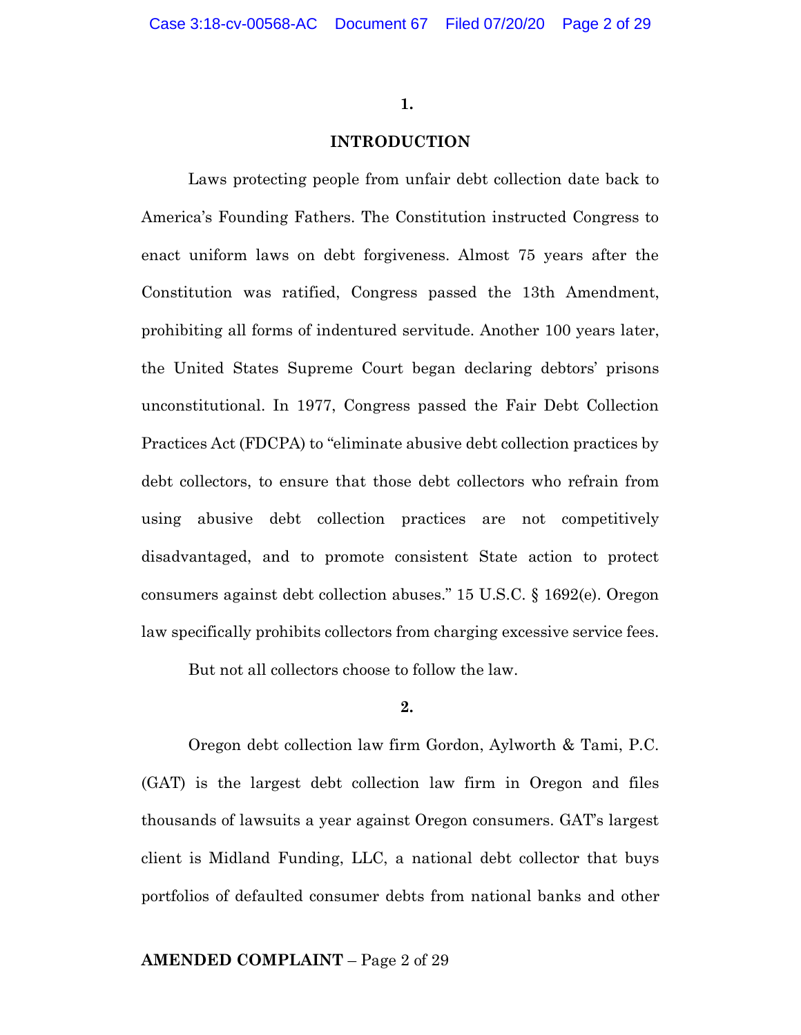**1.**

## INTRODUCTION

Laws protecting people from unfair debt collection date back to America's Founding Fathers. The Constitution instructed Congress to enact uniform laws on debt forgiveness. Almost 75 years after the Constitution was ratified, Congress passed the 13th Amendment, prohibiting all forms of indentured servitude. Another 100 years later, the United States Supreme Court began declaring debtors' prisons unconstitutional. In 1977, Congress passed the Fair Debt Collection Practices Act (FDCPA) to "eliminate abusive debt collection practices by debt collectors, to ensure that those debt collectors who refrain from using abusive debt collection practices are not competitively disadvantaged, and to promote consistent State action to protect consumers against debt collection abuses." 15 U.S.C. § 1692(e). Oregon law specifically prohibits collectors from charging excessive service fees.

But not all collectors choose to follow the law.

**2.**

Oregon debt collection law firm Gordon, Aylworth & Tami, P.C. (GAT) is the largest debt collection law firm in Oregon and files thousands of lawsuits a year against Oregon consumers. GAT's largest client is Midland Funding, LLC, a national debt collector that buys portfolios of defaulted consumer debts from national banks and other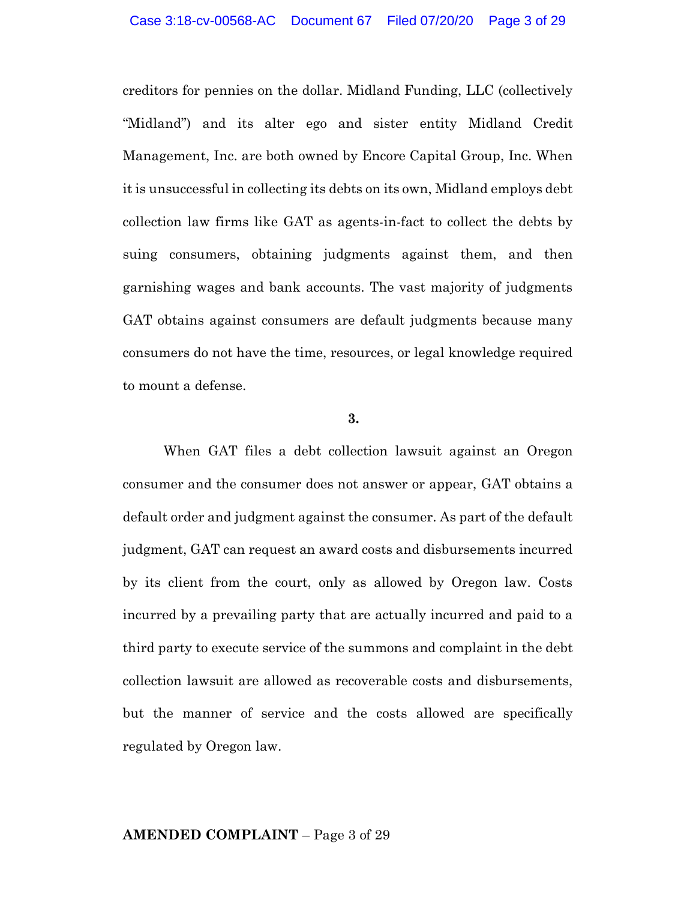creditors for pennies on the dollar. Midland Funding, LLC (collectively "Midland") and its alter ego and sister entity Midland Credit Management, Inc. are both owned by Encore Capital Group, Inc. When it is unsuccessful in collecting its debts on its own, Midland employs debt collection law firms like GAT as agents-in-fact to collect the debts by suing consumers, obtaining judgments against them, and then garnishing wages and bank accounts. The vast majority of judgments GAT obtains against consumers are default judgments because many consumers do not have the time, resources, or legal knowledge required to mount a defense.

**3.**

When GAT files a debt collection lawsuit against an Oregon consumer and the consumer does not answer or appear, GAT obtains a default order and judgment against the consumer. As part of the default judgment, GAT can request an award costs and disbursements incurred by its client from the court, only as allowed by Oregon law. Costs incurred by a prevailing party that are actually incurred and paid to a third party to execute service of the summons and complaint in the debt collection lawsuit are allowed as recoverable costs and disbursements, but the manner of service and the costs allowed are specifically regulated by Oregon law.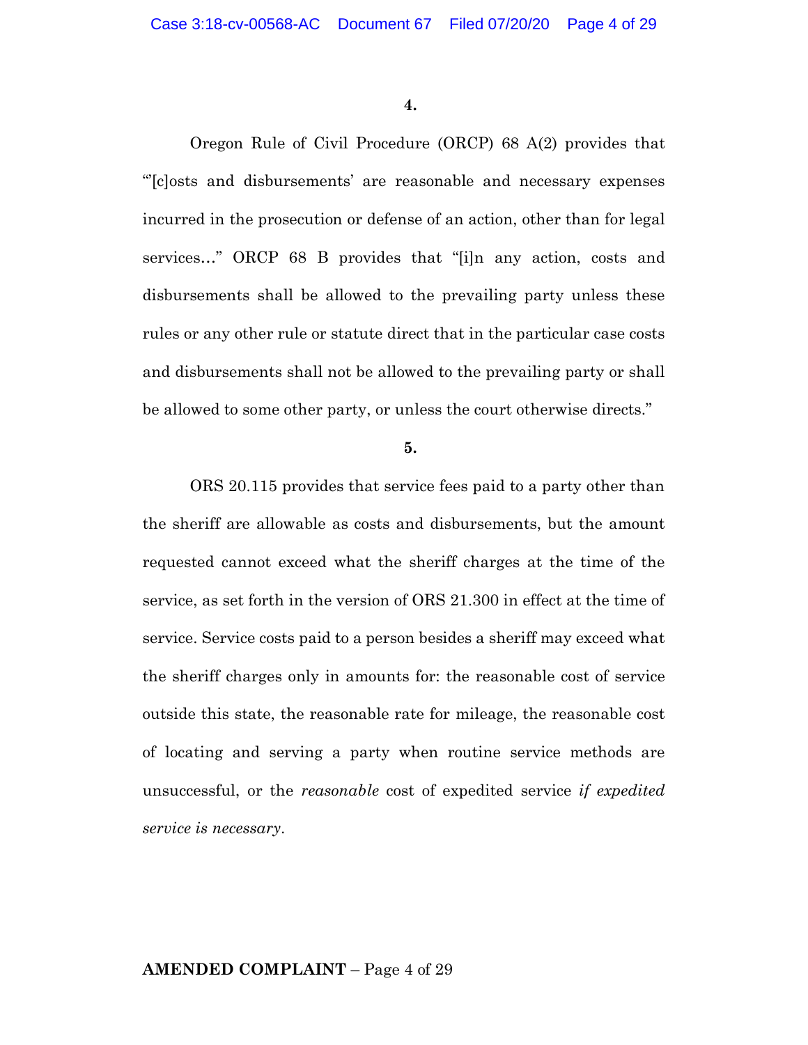**4.**

Oregon Rule of Civil Procedure (ORCP) 68 A(2) provides that "'[c]osts and disbursements' are reasonable and necessary expenses incurred in the prosecution or defense of an action, other than for legal services…" ORCP 68 B provides that "[i]n any action, costs and disbursements shall be allowed to the prevailing party unless these rules or any other rule or statute direct that in the particular case costs and disbursements shall not be allowed to the prevailing party or shall be allowed to some other party, or unless the court otherwise directs."

**5.**

ORS 20.115 provides that service fees paid to a party other than the sheriff are allowable as costs and disbursements, but the amount requested cannot exceed what the sheriff charges at the time of the service, as set forth in the version of ORS 21.300 in effect at the time of service. Service costs paid to a person besides a sheriff may exceed what the sheriff charges only in amounts for: the reasonable cost of service outside this state, the reasonable rate for mileage, the reasonable cost of locating and serving a party when routine service methods are unsuccessful, or the *reasonable* cost of expedited service *if expedited service is necessary*.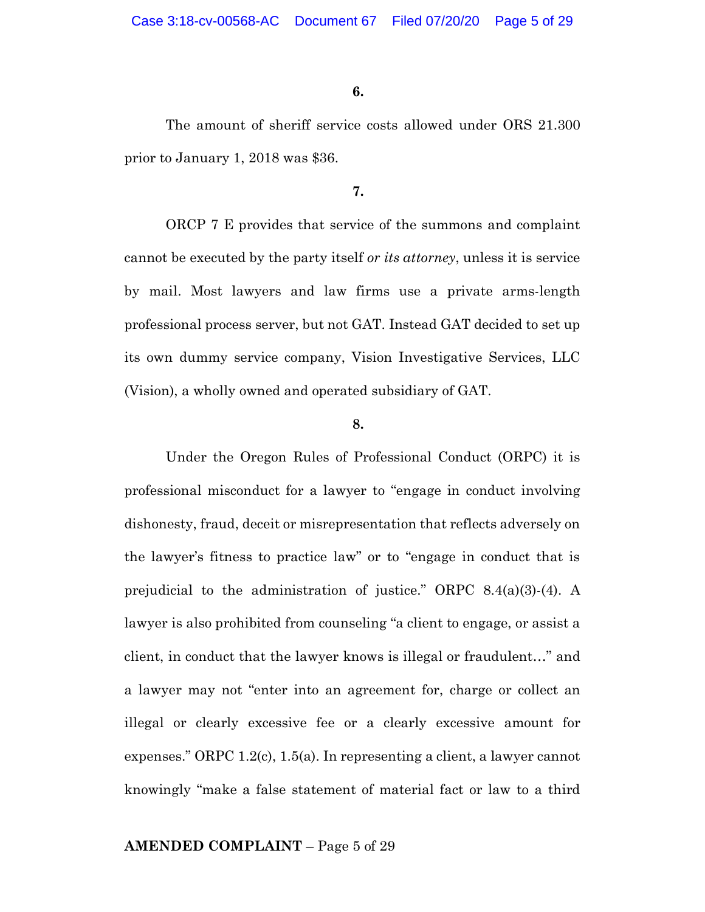**6.**

The amount of sheriff service costs allowed under ORS 21.300 prior to January 1, 2018 was $36.

**7.**

ORCP 7 E provides that service of the summons and complaint cannot be executed by the party itself *or its attorney*, unless it is service by mail. Most lawyers and law firms use a private arms-length professional process server, but not GAT. Instead GAT decided to set up its own dummy service company, Vision Investigative Services, LLC (Vision), a wholly owned and operated subsidiary of GAT.

**8.**

Under the Oregon Rules of Professional Conduct (ORPC) it is professional misconduct for a lawyer to "engage in conduct involving dishonesty, fraud, deceit or misrepresentation that reflects adversely on the lawyer's fitness to practice law" or to "engage in conduct that is prejudicial to the administration of justice." ORPC 8.4(a)(3)-(4). A lawyer is also prohibited from counseling "a client to engage, or assist a client, in conduct that the lawyer knows is illegal or fraudulent…" and a lawyer may not "enter into an agreement for, charge or collect an illegal or clearly excessive fee or a clearly excessive amount for expenses." ORPC 1.2(c), 1.5(a). In representing a client, a lawyer cannot knowingly "make a false statement of material fact or law to a third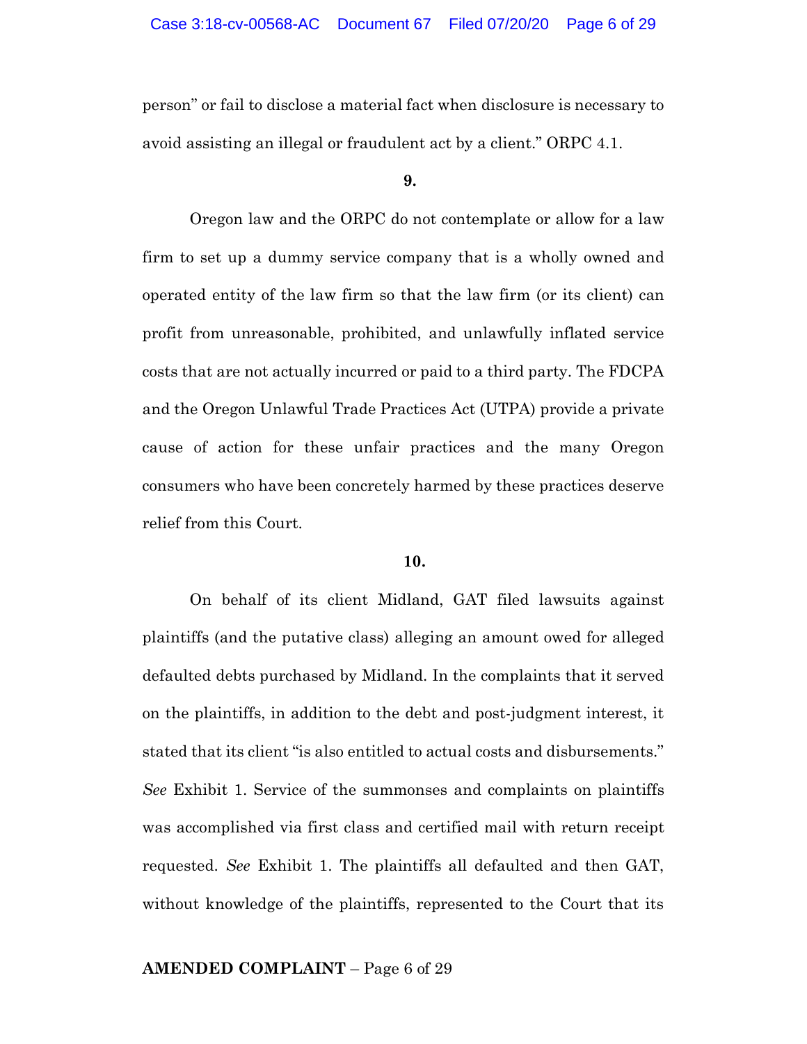person" or fail to disclose a material fact when disclosure is necessary to avoid assisting an illegal or fraudulent act by a client." ORPC 4.1.

**9.**

Oregon law and the ORPC do not contemplate or allow for a law firm to set up a dummy service company that is a wholly owned and operated entity of the law firm so that the law firm (or its client) can profit from unreasonable, prohibited, and unlawfully inflated service costs that are not actually incurred or paid to a third party. The FDCPA and the Oregon Unlawful Trade Practices Act (UTPA) provide a private cause of action for these unfair practices and the many Oregon consumers who have been concretely harmed by these practices deserve relief from this Court.

**10.**

On behalf of its client Midland, GAT filed lawsuits against plaintiffs (and the putative class) alleging an amount owed for alleged defaulted debts purchased by Midland. In the complaints that it served on the plaintiffs, in addition to the debt and post-judgment interest, it stated that its client "is also entitled to actual costs and disbursements." *See* Exhibit 1. Service of the summonses and complaints on plaintiffs was accomplished via first class and certified mail with return receipt requested. *See* Exhibit 1. The plaintiffs all defaulted and then GAT, without knowledge of the plaintiffs, represented to the Court that its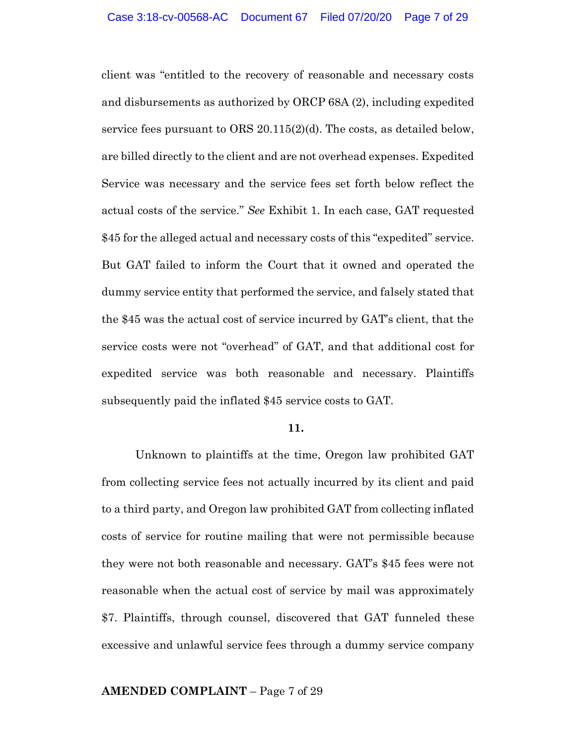client was "entitled to the recovery of reasonable and necessary costs and disbursements as authorized by ORCP 68A (2), including expedited service fees pursuant to ORS 20.115(2)(d). The costs, as detailed below, are billed directly to the client and are not overhead expenses. Expedited Service was necessary and the service fees set forth below reflect the actual costs of the service." *See* Exhibit 1. In each case, GAT requested $45 for the alleged actual and necessary costs of this "expedited" service. But GAT failed to inform the Court that it owned and operated the dummy service entity that performed the service, and falsely stated that the $45 was the actual cost of service incurred by GAT's client, that the service costs were not "overhead" of GAT, and that additional cost for expedited service was both reasonable and necessary. Plaintiffs subsequently paid the inflated $45 service costs to GAT.

**11.**

Unknown to plaintiffs at the time, Oregon law prohibited GAT from collecting service fees not actually incurred by its client and paid to a third party, and Oregon law prohibited GAT from collecting inflated costs of service for routine mailing that were not permissible because they were not both reasonable and necessary. GAT's $45 fees were not reasonable when the actual cost of service by mail was approximately $7. Plaintiffs, through counsel, discovered that GAT funneled these excessive and unlawful service fees through a dummy service company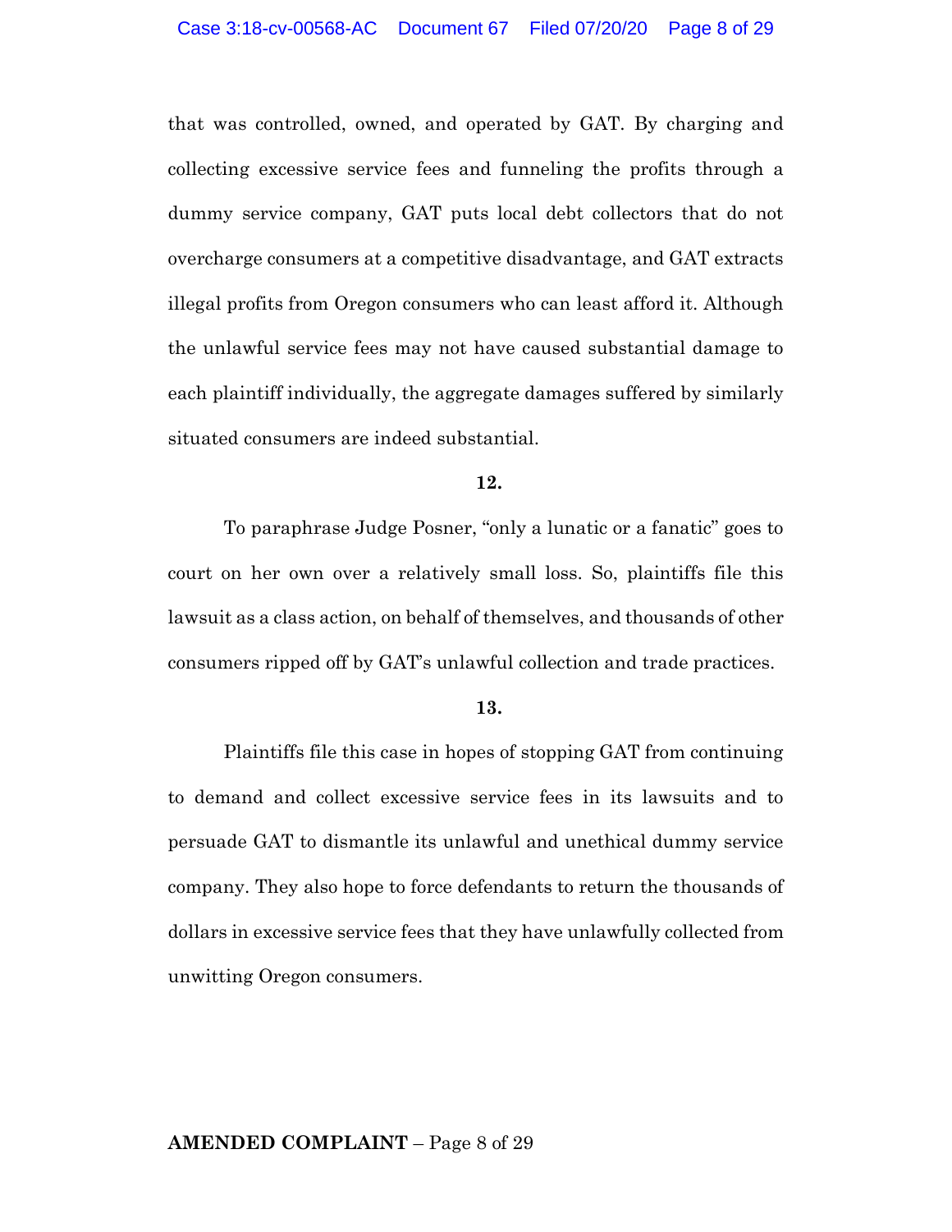that was controlled, owned, and operated by GAT. By charging and collecting excessive service fees and funneling the profits through a dummy service company, GAT puts local debt collectors that do not overcharge consumers at a competitive disadvantage, and GAT extracts illegal profits from Oregon consumers who can least afford it. Although the unlawful service fees may not have caused substantial damage to each plaintiff individually, the aggregate damages suffered by similarly situated consumers are indeed substantial.

**12.**

To paraphrase Judge Posner, "only a lunatic or a fanatic" goes to court on her own over a relatively small loss. So, plaintiffs file this lawsuit as a class action, on behalf of themselves, and thousands of other consumers ripped off by GAT's unlawful collection and trade practices.

**13.**

Plaintiffs file this case in hopes of stopping GAT from continuing to demand and collect excessive service fees in its lawsuits and to persuade GAT to dismantle its unlawful and unethical dummy service company. They also hope to force defendants to return the thousands of dollars in excessive service fees that they have unlawfully collected from unwitting Oregon consumers.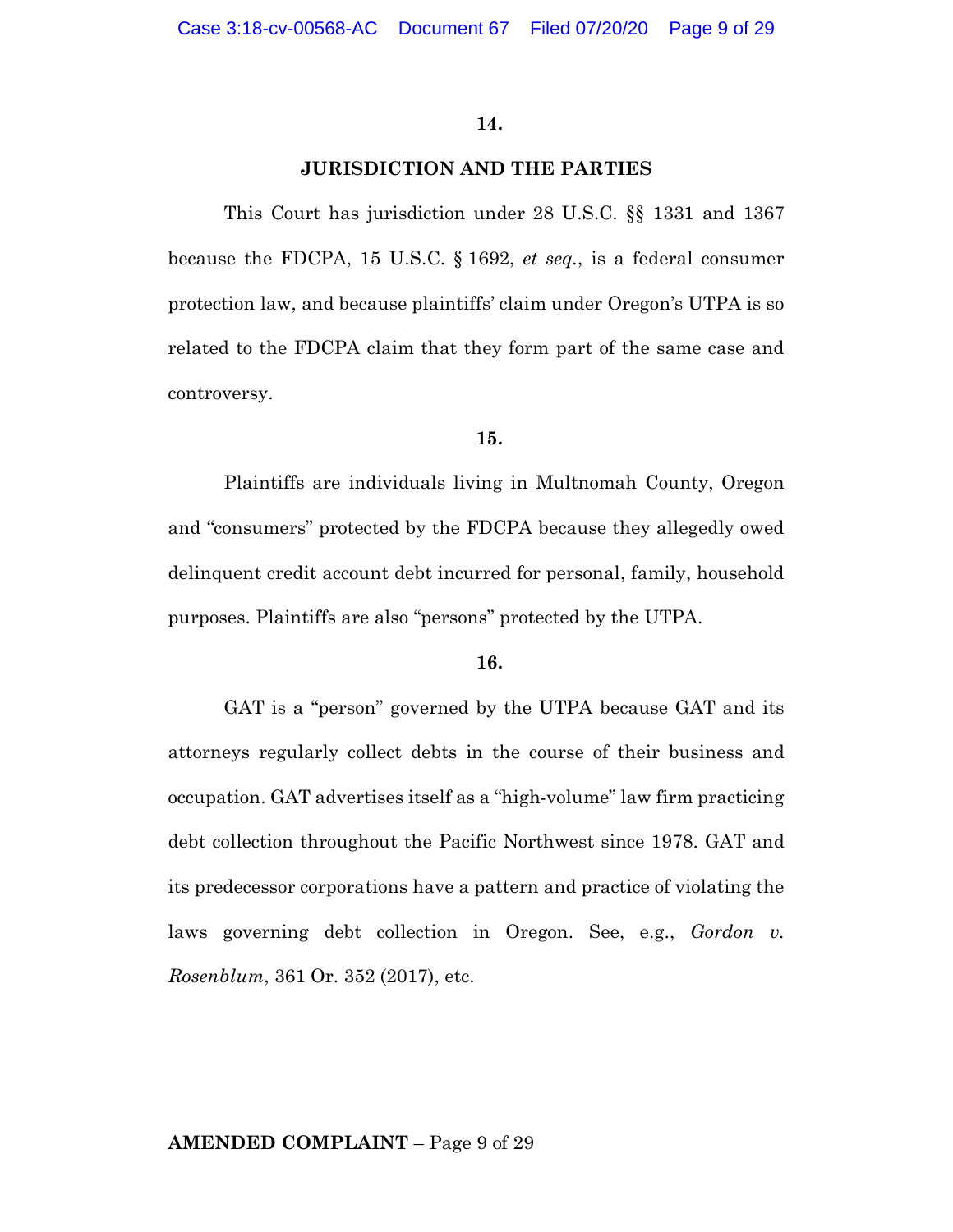**14.**

## JURISDICTION AND THE PARTIES

This Court has jurisdiction under 28 U.S.C. §§ 1331 and 1367 because the FDCPA, 15 U.S.C. § 1692, *et seq.*, is a federal consumer protection law, and because plaintiffs' claim under Oregon's UTPA is so related to the FDCPA claim that they form part of the same case and controversy.

**15.**

Plaintiffs are individuals living in Multnomah County, Oregon and "consumers" protected by the FDCPA because they allegedly owed delinquent credit account debt incurred for personal, family, household purposes. Plaintiffs are also "persons" protected by the UTPA.

**16.**

GAT is a "person" governed by the UTPA because GAT and its attorneys regularly collect debts in the course of their business and occupation. GAT advertises itself as a "high-volume" law firm practicing debt collection throughout the Pacific Northwest since 1978. GAT and its predecessor corporations have a pattern and practice of violating the laws governing debt collection in Oregon. See, e.g., *Gordon v. Rosenblum*, 361 Or. 352 (2017), etc.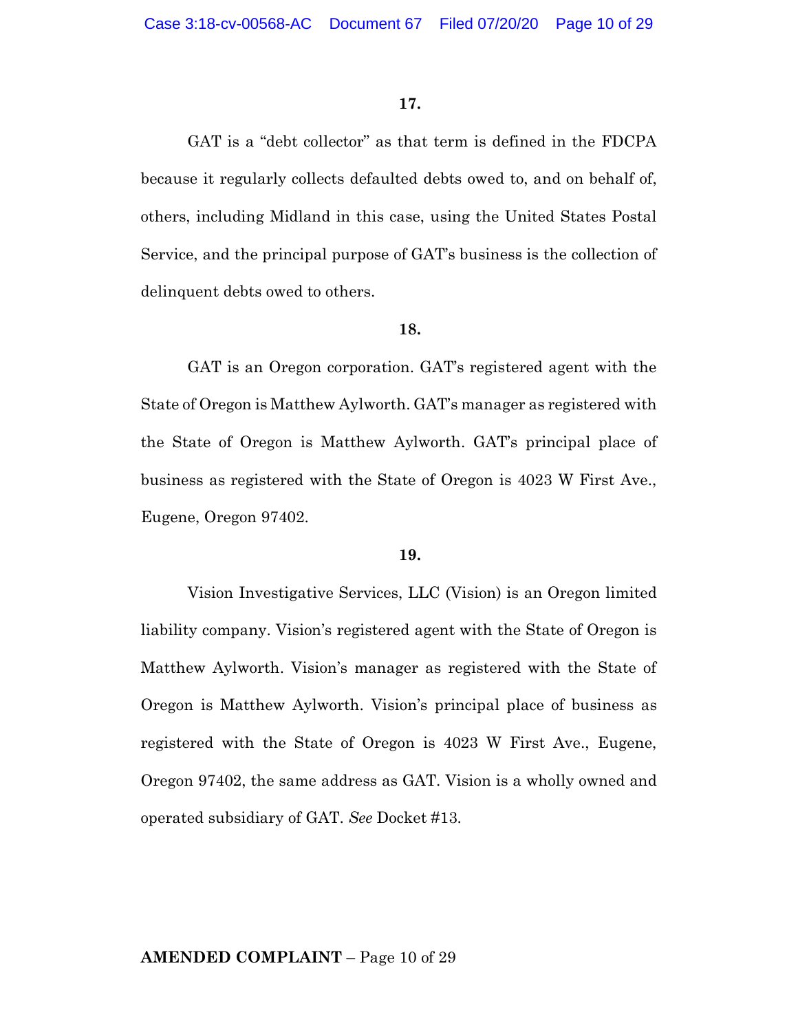**17.**

GAT is a "debt collector" as that term is defined in the FDCPA because it regularly collects defaulted debts owed to, and on behalf of, others, including Midland in this case, using the United States Postal Service, and the principal purpose of GAT's business is the collection of delinquent debts owed to others.

**18.**

GAT is an Oregon corporation. GAT's registered agent with the State of Oregon is Matthew Aylworth. GAT's manager as registered with the State of Oregon is Matthew Aylworth. GAT's principal place of business as registered with the State of Oregon is 4023 W First Ave., Eugene, Oregon 97402.

**19.**

Vision Investigative Services, LLC (Vision) is an Oregon limited liability company. Vision's registered agent with the State of Oregon is Matthew Aylworth. Vision's manager as registered with the State of Oregon is Matthew Aylworth. Vision's principal place of business as registered with the State of Oregon is 4023 W First Ave., Eugene, Oregon 97402, the same address as GAT. Vision is a wholly owned and operated subsidiary of GAT. *See* Docket #13.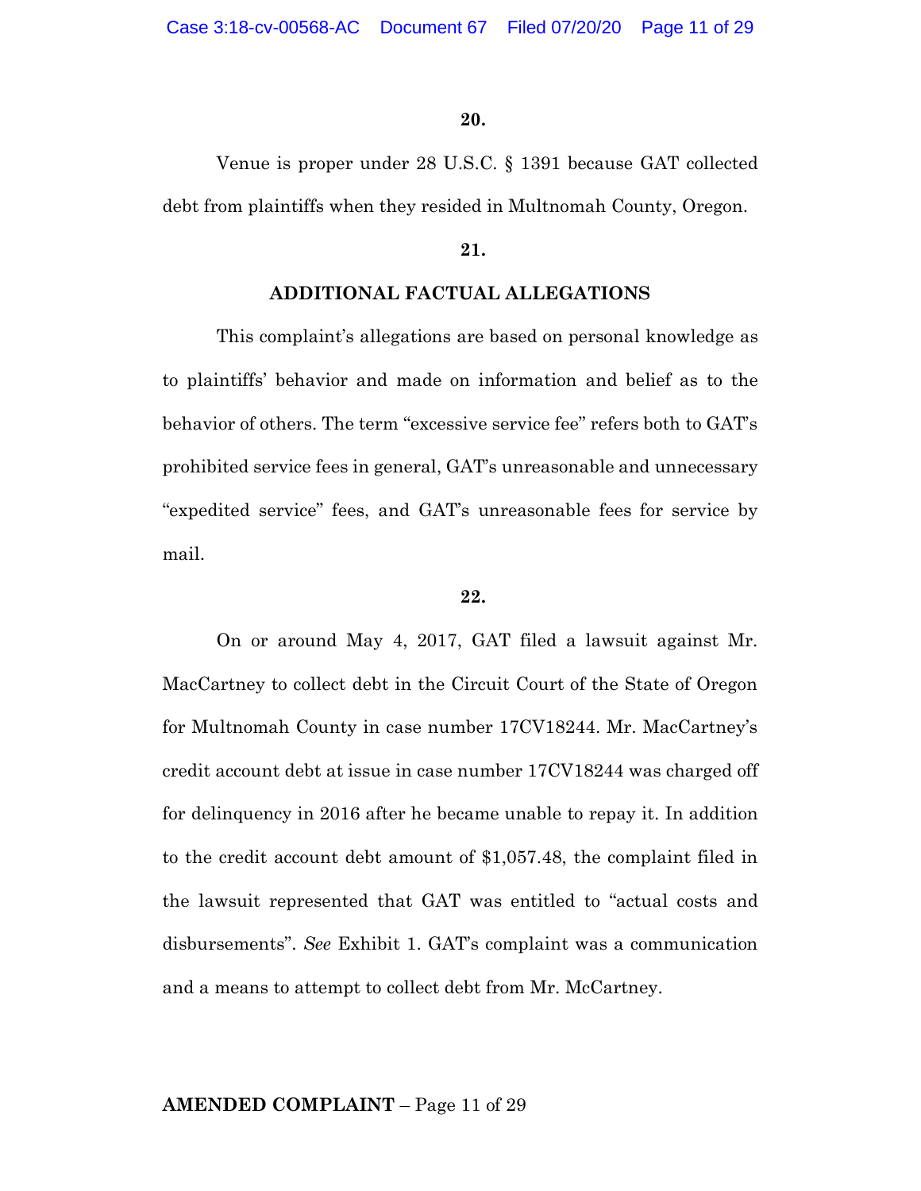**20.**

Venue is proper under 28 U.S.C. § 1391 because GAT collected debt from plaintiffs when they resided in Multnomah County, Oregon.

**21.**

**ADDITIONAL FACTUAL ALLEGATIONS**

This complaint's allegations are based on personal knowledge as to plaintiffs' behavior and made on information and belief as to the behavior of others. The term "excessive service fee" refers both to GAT's prohibited service fees in general, GAT's unreasonable and unnecessary "expedited service" fees, and GAT's unreasonable fees for service by mail.

**22.**

On or around May 4, 2017, GAT filed a lawsuit against Mr. MacCartney to collect debt in the Circuit Court of the State of Oregon for Multnomah County in case number 17CV18244. Mr. MacCartney's credit account debt at issue in case number 17CV18244 was charged off for delinquency in 2016 after he became unable to repay it. In addition to the credit account debt amount of $1,057.48, the complaint filed in the lawsuit represented that GAT was entitled to "actual costs and disbursements". *See* Exhibit 1. GAT's complaint was a communication and a means to attempt to collect debt from Mr. McCartney.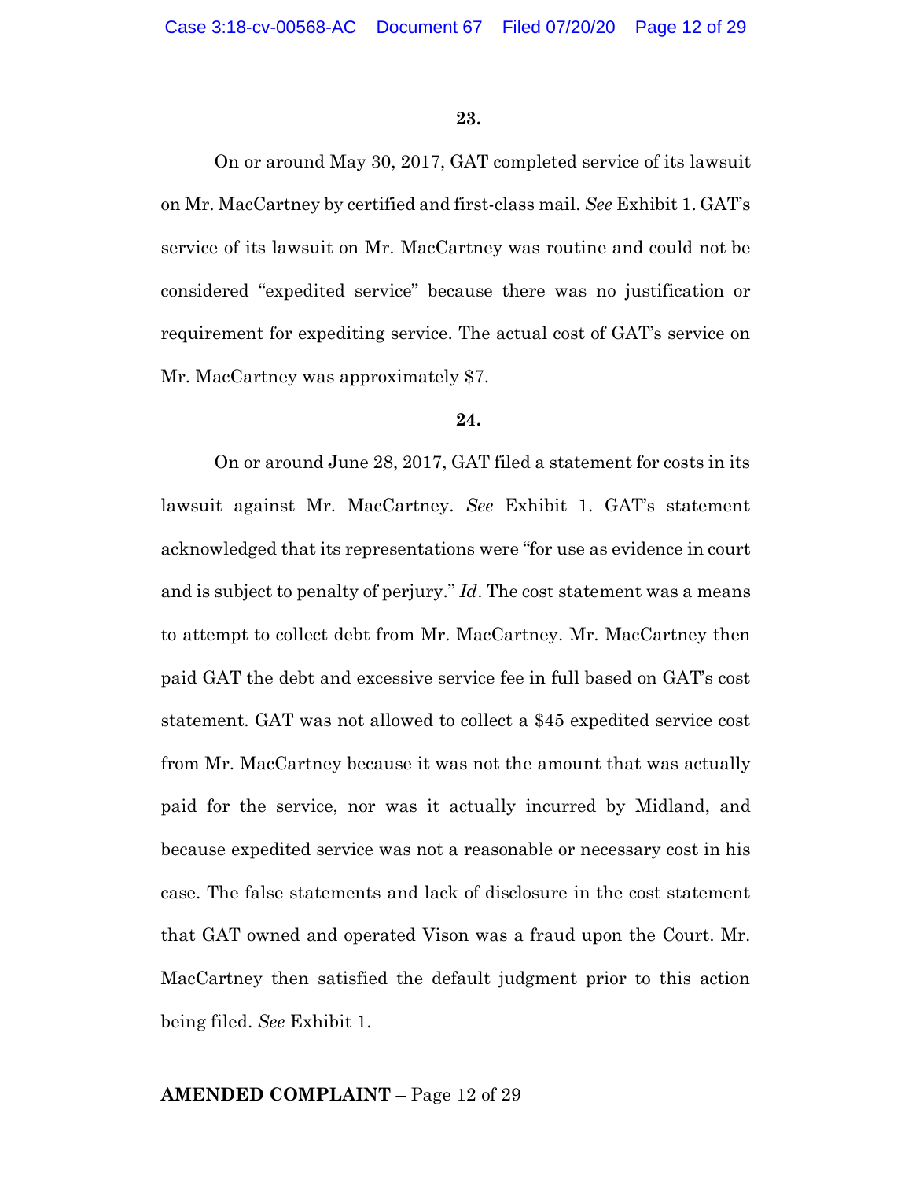**23.**

On or around May 30, 2017, GAT completed service of its lawsuit on Mr. MacCartney by certified and first-class mail. *See* Exhibit 1. GAT's service of its lawsuit on Mr. MacCartney was routine and could not be considered "expedited service" because there was no justification or requirement for expediting service. The actual cost of GAT's service on Mr. MacCartney was approximately $7.

**24.**

On or around June 28, 2017, GAT filed a statement for costs in its lawsuit against Mr. MacCartney. *See* Exhibit 1. GAT's statement acknowledged that its representations were "for use as evidence in court and is subject to penalty of perjury." *Id*. The cost statement was a means to attempt to collect debt from Mr. MacCartney. Mr. MacCartney then paid GAT the debt and excessive service fee in full based on GAT's cost statement. GAT was not allowed to collect a $45 expedited service cost from Mr. MacCartney because it was not the amount that was actually paid for the service, nor was it actually incurred by Midland, and because expedited service was not a reasonable or necessary cost in his case. The false statements and lack of disclosure in the cost statement that GAT owned and operated Vison was a fraud upon the Court. Mr. MacCartney then satisfied the default judgment prior to this action being filed. *See* Exhibit 1.

**AMENDED COMPLAINT** – Page 12 of 29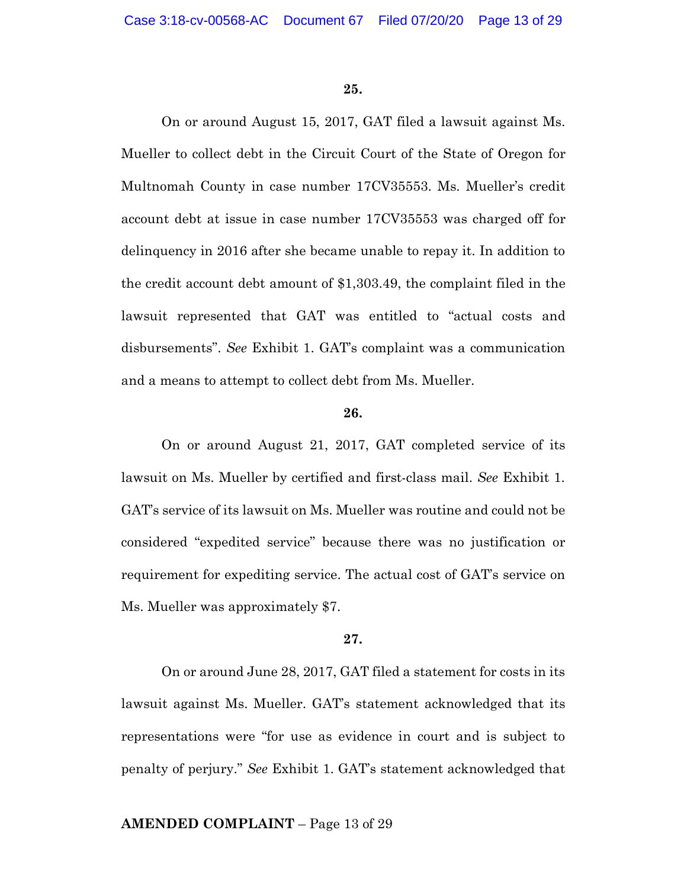**25.**

On or around August 15, 2017, GAT filed a lawsuit against Ms. Mueller to collect debt in the Circuit Court of the State of Oregon for Multnomah County in case number 17CV35553. Ms. Mueller's credit account debt at issue in case number 17CV35553 was charged off for delinquency in 2016 after she became unable to repay it. In addition to the credit account debt amount of $1,303.49, the complaint filed in the lawsuit represented that GAT was entitled to "actual costs and disbursements". *See* Exhibit 1. GAT's complaint was a communication and a means to attempt to collect debt from Ms. Mueller.

**26.**

On or around August 21, 2017, GAT completed service of its lawsuit on Ms. Mueller by certified and first-class mail. *See* Exhibit 1. GAT's service of its lawsuit on Ms. Mueller was routine and could not be considered "expedited service" because there was no justification or requirement for expediting service. The actual cost of GAT's service on Ms. Mueller was approximately $7.

**27.**

On or around June 28, 2017, GAT filed a statement for costs in its lawsuit against Ms. Mueller. GAT's statement acknowledged that its representations were "for use as evidence in court and is subject to penalty of perjury." *See* Exhibit 1. GAT's statement acknowledged that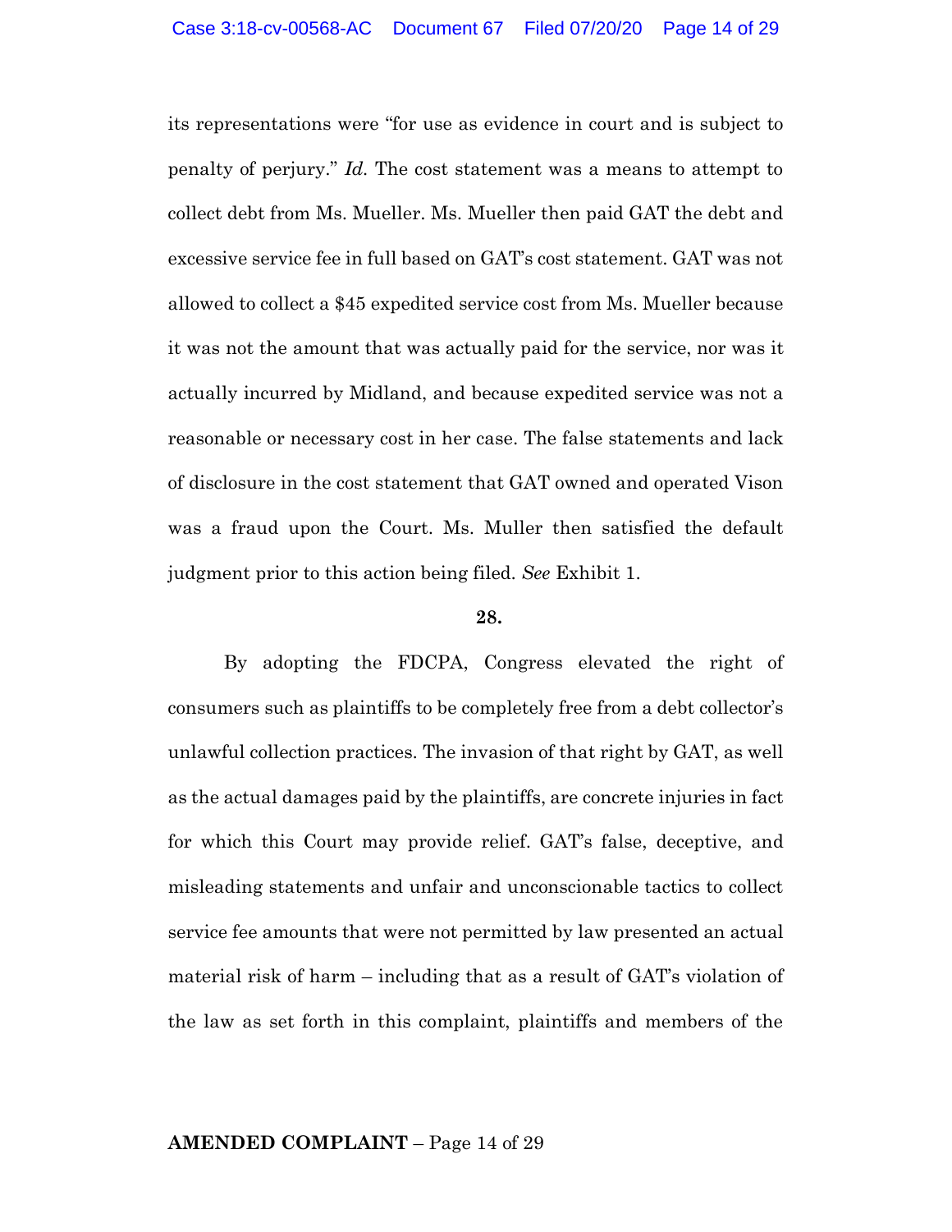its representations were "for use as evidence in court and is subject to penalty of perjury." *Id.* The cost statement was a means to attempt to collect debt from Ms. Mueller. Ms. Mueller then paid GAT the debt and excessive service fee in full based on GAT's cost statement. GAT was not allowed to collect a $45 expedited service cost from Ms. Mueller because it was not the amount that was actually paid for the service, nor was it actually incurred by Midland, and because expedited service was not a reasonable or necessary cost in her case. The false statements and lack of disclosure in the cost statement that GAT owned and operated Vison was a fraud upon the Court. Ms. Muller then satisfied the default judgment prior to this action being filed. *See* Exhibit 1.

**28.**

By adopting the FDCPA, Congress elevated the right of consumers such as plaintiffs to be completely free from a debt collector's unlawful collection practices. The invasion of that right by GAT, as well as the actual damages paid by the plaintiffs, are concrete injuries in fact for which this Court may provide relief. GAT's false, deceptive, and misleading statements and unfair and unconscionable tactics to collect service fee amounts that were not permitted by law presented an actual material risk of harm – including that as a result of GAT's violation of the law as set forth in this complaint, plaintiffs and members of the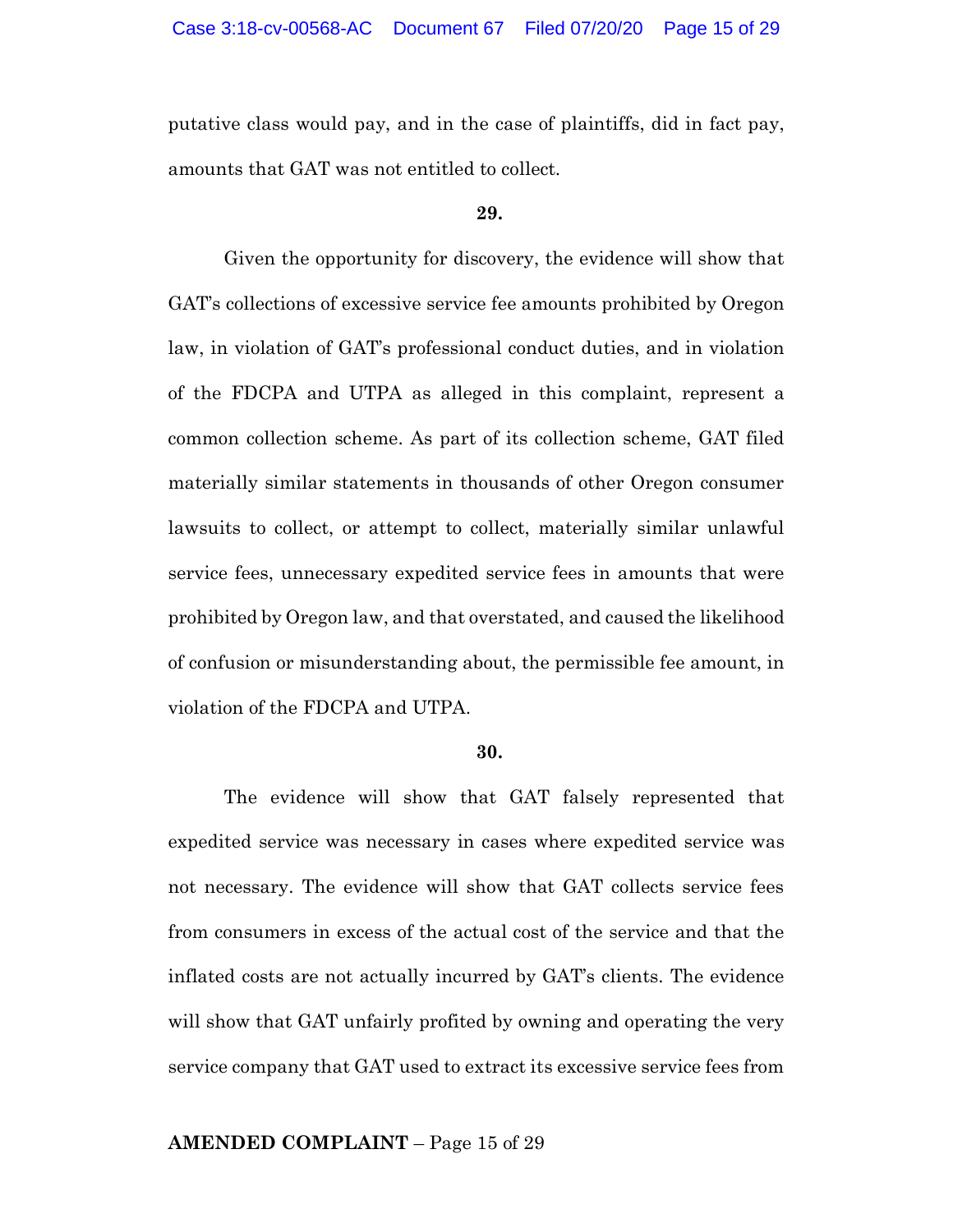putative class would pay, and in the case of plaintiffs, did in fact pay, amounts that GAT was not entitled to collect.

**29.**

Given the opportunity for discovery, the evidence will show that GAT's collections of excessive service fee amounts prohibited by Oregon law, in violation of GAT's professional conduct duties, and in violation of the FDCPA and UTPA as alleged in this complaint, represent a common collection scheme. As part of its collection scheme, GAT filed materially similar statements in thousands of other Oregon consumer lawsuits to collect, or attempt to collect, materially similar unlawful service fees, unnecessary expedited service fees in amounts that were prohibited by Oregon law, and that overstated, and caused the likelihood of confusion or misunderstanding about, the permissible fee amount, in violation of the FDCPA and UTPA.

**30.**

The evidence will show that GAT falsely represented that expedited service was necessary in cases where expedited service was not necessary. The evidence will show that GAT collects service fees from consumers in excess of the actual cost of the service and that the inflated costs are not actually incurred by GAT's clients. The evidence will show that GAT unfairly profited by owning and operating the very service company that GAT used to extract its excessive service fees from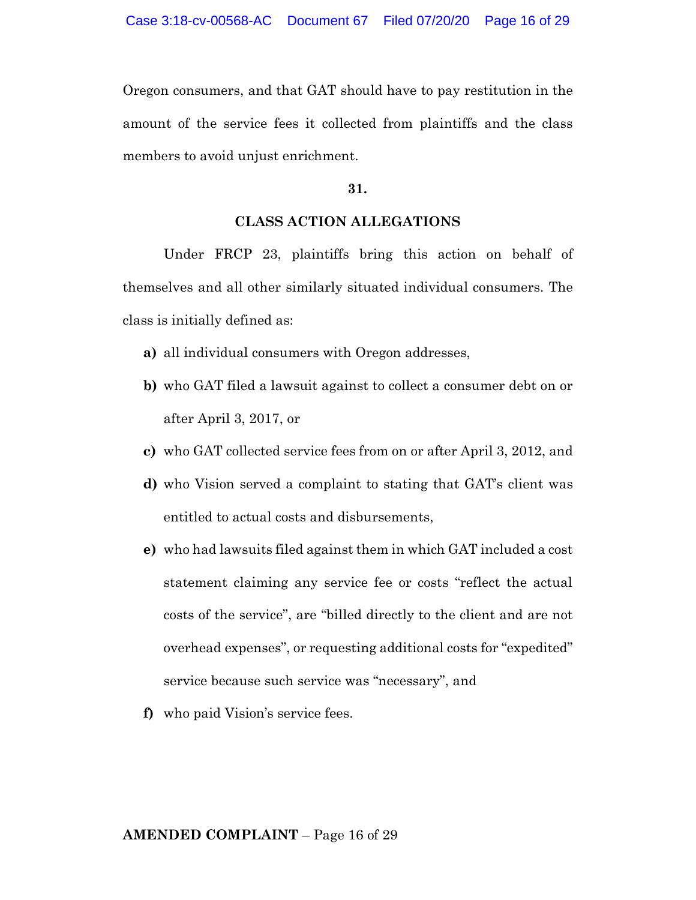Oregon consumers, and that GAT should have to pay restitution in the amount of the service fees it collected from plaintiffs and the class members to avoid unjust enrichment.

**31.**

**CLASS ACTION ALLEGATIONS**

Under FRCP 23, plaintiffs bring this action on behalf of themselves and all other similarly situated individual consumers. The class is initially defined as:

- **a)** all individual consumers with Oregon addresses,
- **b)** who GAT filed a lawsuit against to collect a consumer debt on or after April 3, 2017, or
- **c)** who GAT collected service fees from on or after April 3, 2012, and
- **d)** who Vision served a complaint to stating that GAT's client was entitled to actual costs and disbursements,
- **e)** who had lawsuits filed against them in which GAT included a cost statement claiming any service fee or costs "reflect the actual costs of the service", are "billed directly to the client and are not overhead expenses", or requesting additional costs for "expedited" service because such service was "necessary", and
- **f)** who paid Vision's service fees.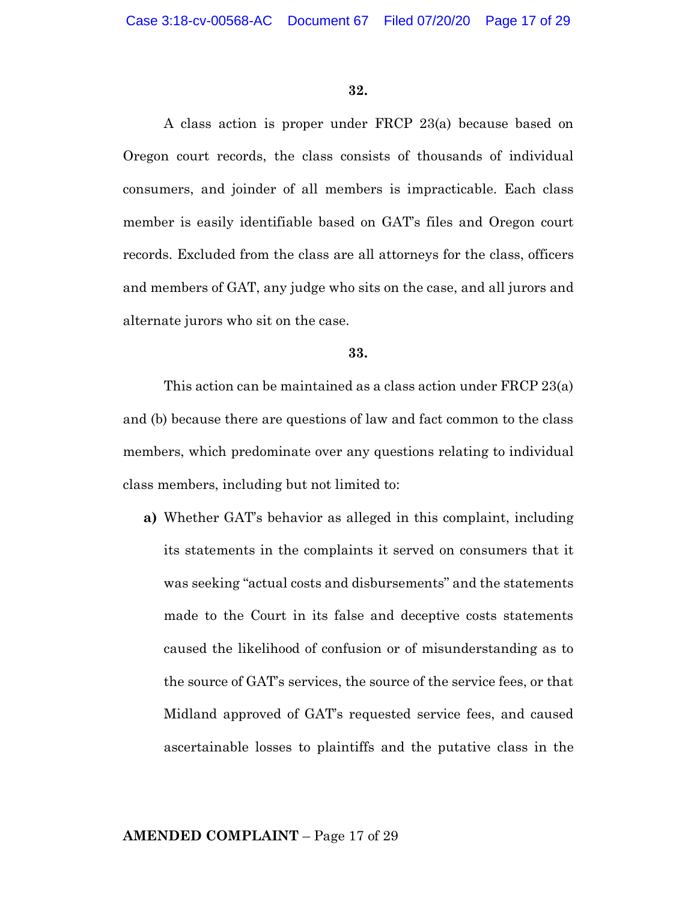**32.**

A class action is proper under FRCP 23(a) because based on Oregon court records, the class consists of thousands of individual consumers, and joinder of all members is impracticable. Each class member is easily identifiable based on GAT's files and Oregon court records. Excluded from the class are all attorneys for the class, officers and members of GAT, any judge who sits on the case, and all jurors and alternate jurors who sit on the case.

**33.**

This action can be maintained as a class action under FRCP 23(a) and (b) because there are questions of law and fact common to the class members, which predominate over any questions relating to individual class members, including but not limited to:

**a)** Whether GAT's behavior as alleged in this complaint, including its statements in the complaints it served on consumers that it was seeking "actual costs and disbursements" and the statements made to the Court in its false and deceptive costs statements caused the likelihood of confusion or of misunderstanding as to the source of GAT's services, the source of the service fees, or that Midland approved of GAT's requested service fees, and caused ascertainable losses to plaintiffs and the putative class in the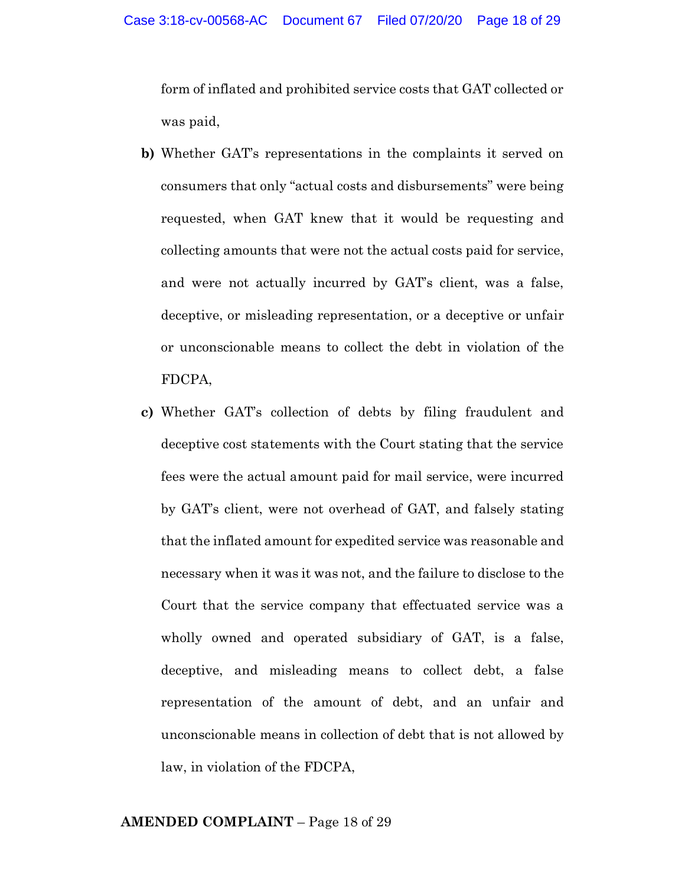form of inflated and prohibited service costs that GAT collected or was paid,

**b)** Whether GAT's representations in the complaints it served on consumers that only "actual costs and disbursements" were being requested, when GAT knew that it would be requesting and collecting amounts that were not the actual costs paid for service, and were not actually incurred by GAT's client, was a false, deceptive, or misleading representation, or a deceptive or unfair or unconscionable means to collect the debt in violation of the FDCPA,

**c)** Whether GAT's collection of debts by filing fraudulent and deceptive cost statements with the Court stating that the service fees were the actual amount paid for mail service, were incurred by GAT's client, were not overhead of GAT, and falsely stating that the inflated amount for expedited service was reasonable and necessary when it was it was not, and the failure to disclose to the Court that the service company that effectuated service was a wholly owned and operated subsidiary of GAT, is a false, deceptive, and misleading means to collect debt, a false representation of the amount of debt, and an unfair and unconscionable means in collection of debt that is not allowed by law, in violation of the FDCPA,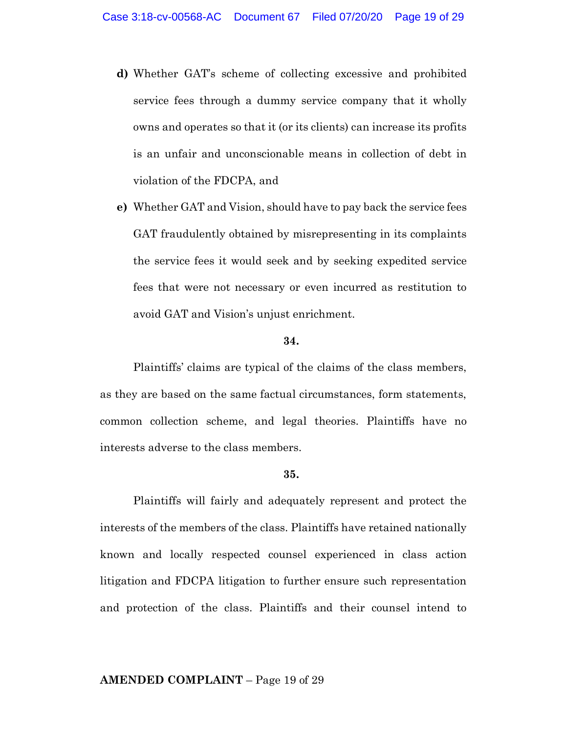**d)** Whether GAT's scheme of collecting excessive and prohibited service fees through a dummy service company that it wholly owns and operates so that it (or its clients) can increase its profits is an unfair and unconscionable means in collection of debt in violation of the FDCPA, and

**e)** Whether GAT and Vision, should have to pay back the service fees GAT fraudulently obtained by misrepresenting in its complaints the service fees it would seek and by seeking expedited service fees that were not necessary or even incurred as restitution to avoid GAT and Vision's unjust enrichment.

**34.**

Plaintiffs' claims are typical of the claims of the class members, as they are based on the same factual circumstances, form statements, common collection scheme, and legal theories. Plaintiffs have no interests adverse to the class members.

**35.**

Plaintiffs will fairly and adequately represent and protect the interests of the members of the class. Plaintiffs have retained nationally known and locally respected counsel experienced in class action litigation and FDCPA litigation to further ensure such representation and protection of the class. Plaintiffs and their counsel intend to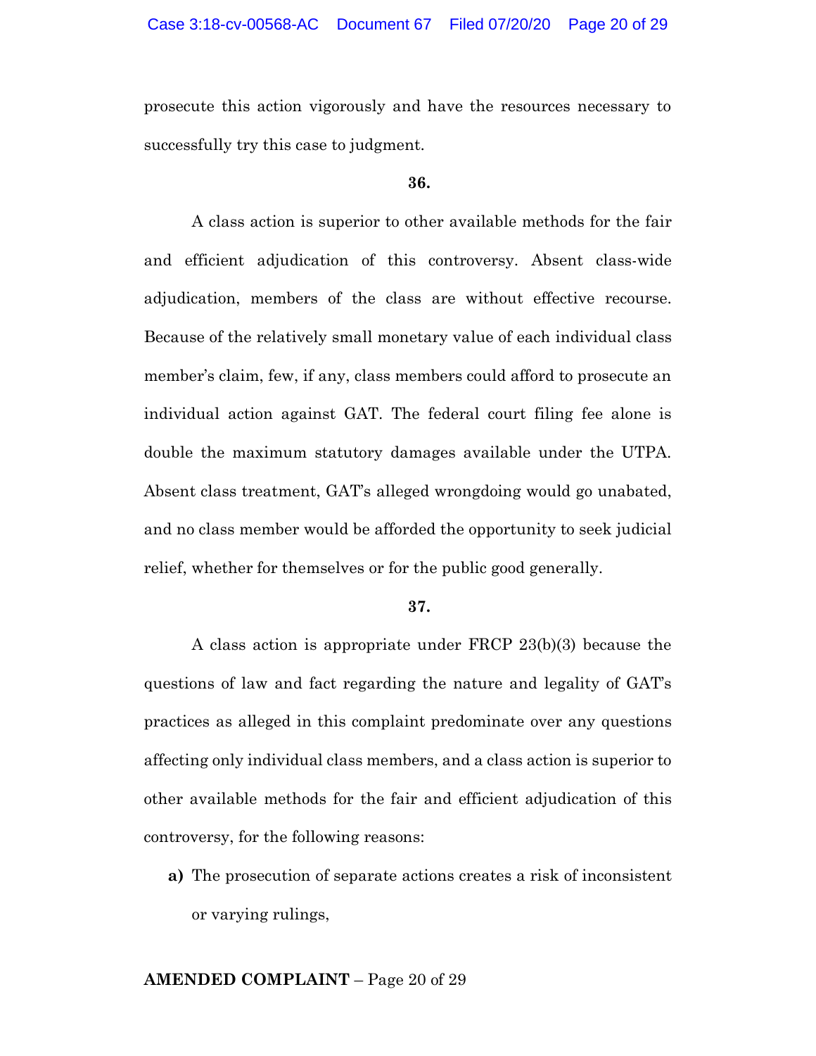prosecute this action vigorously and have the resources necessary to successfully try this case to judgment.

**36.**

A class action is superior to other available methods for the fair and efficient adjudication of this controversy. Absent class-wide adjudication, members of the class are without effective recourse. Because of the relatively small monetary value of each individual class member's claim, few, if any, class members could afford to prosecute an individual action against GAT. The federal court filing fee alone is double the maximum statutory damages available under the UTPA. Absent class treatment, GAT's alleged wrongdoing would go unabated, and no class member would be afforded the opportunity to seek judicial relief, whether for themselves or for the public good generally.

**37.**

A class action is appropriate under FRCP 23(b)(3) because the questions of law and fact regarding the nature and legality of GAT's practices as alleged in this complaint predominate over any questions affecting only individual class members, and a class action is superior to other available methods for the fair and efficient adjudication of this controversy, for the following reasons:

**a)** The prosecution of separate actions creates a risk of inconsistent or varying rulings,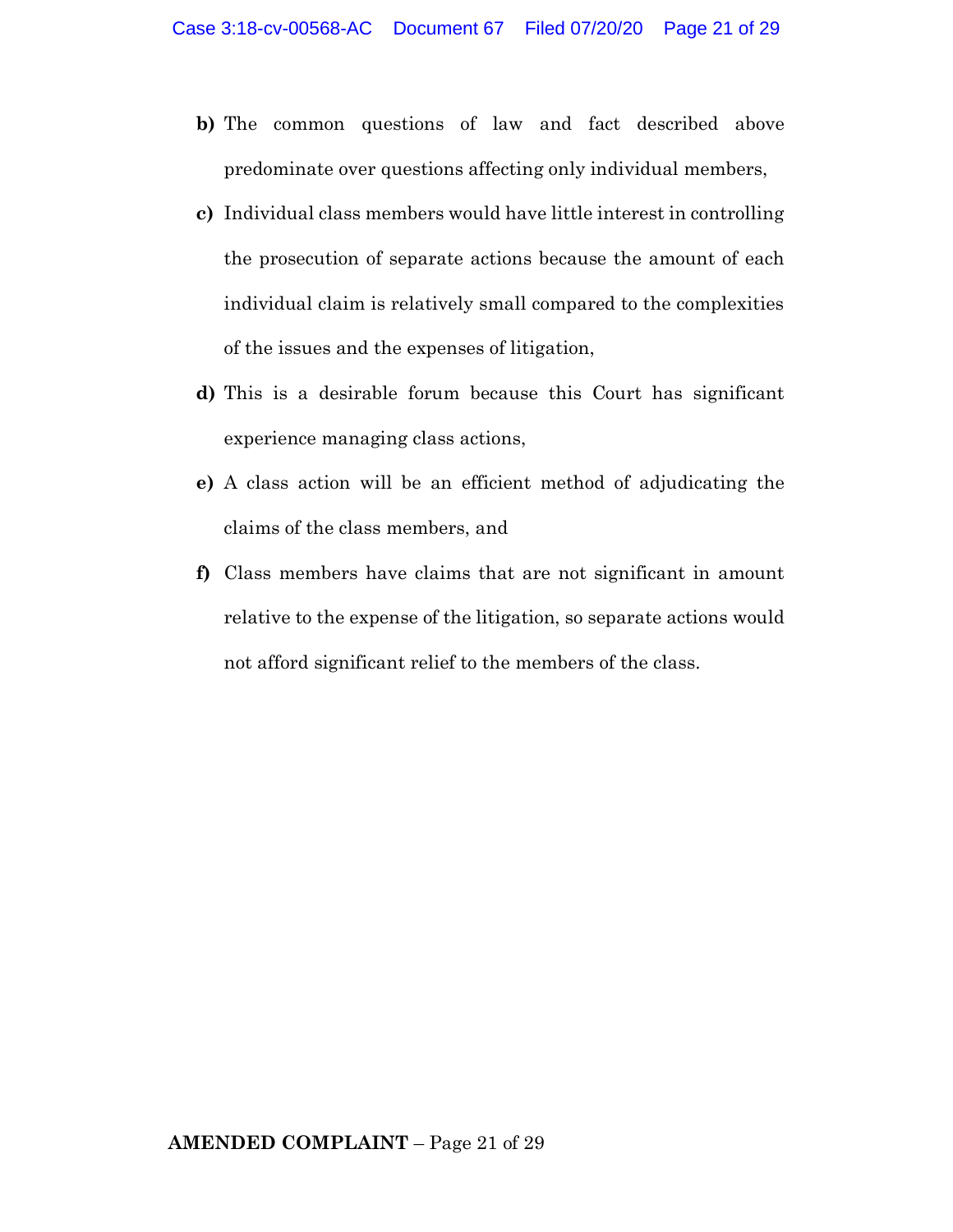**b)** The common questions of law and fact described above predominate over questions affecting only individual members,

**c)** Individual class members would have little interest in controlling the prosecution of separate actions because the amount of each individual claim is relatively small compared to the complexities of the issues and the expenses of litigation,

**d)** This is a desirable forum because this Court has significant experience managing class actions,

**e)** A class action will be an efficient method of adjudicating the claims of the class members, and

**f)** Class members have claims that are not significant in amount relative to the expense of the litigation, so separate actions would not afford significant relief to the members of the class.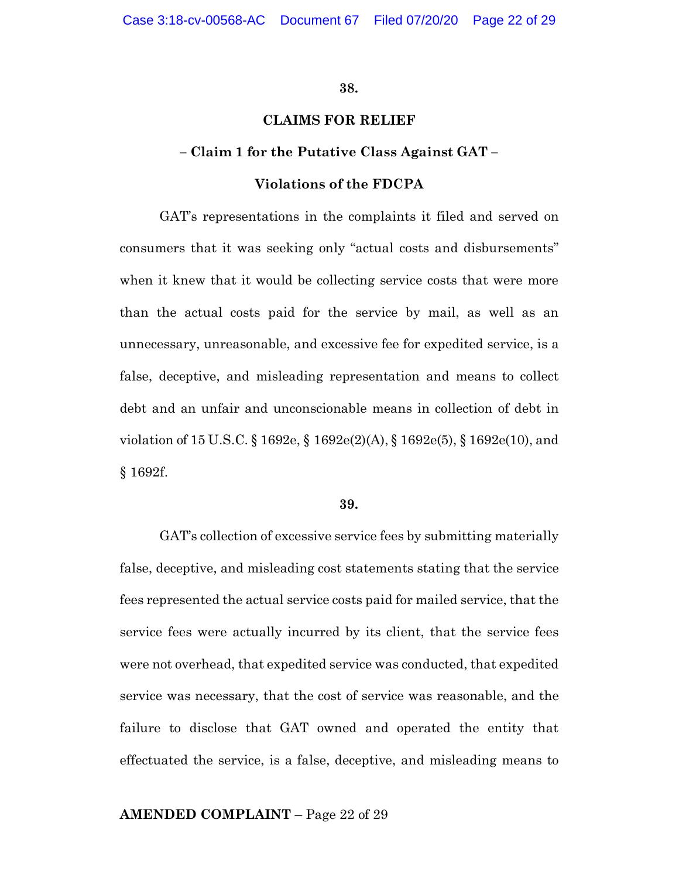**38.**

## CLAIMS FOR RELIEF

### – Claim 1 for the Putative Class Against GAT –

### Violations of the FDCPA

GAT's representations in the complaints it filed and served on consumers that it was seeking only "actual costs and disbursements" when it knew that it would be collecting service costs that were more than the actual costs paid for the service by mail, as well as an unnecessary, unreasonable, and excessive fee for expedited service, is a false, deceptive, and misleading representation and means to collect debt and an unfair and unconscionable means in collection of debt in violation of 15 U.S.C. § 1692e, § 1692e(2)(A), § 1692e(5), § 1692e(10), and § 1692f.

**39.**

GAT's collection of excessive service fees by submitting materially false, deceptive, and misleading cost statements stating that the service fees represented the actual service costs paid for mailed service, that the service fees were actually incurred by its client, that the service fees were not overhead, that expedited service was conducted, that expedited service was necessary, that the cost of service was reasonable, and the failure to disclose that GAT owned and operated the entity that effectuated the service, is a false, deceptive, and misleading means to

**AMENDED COMPLAINT** – Page 22 of 29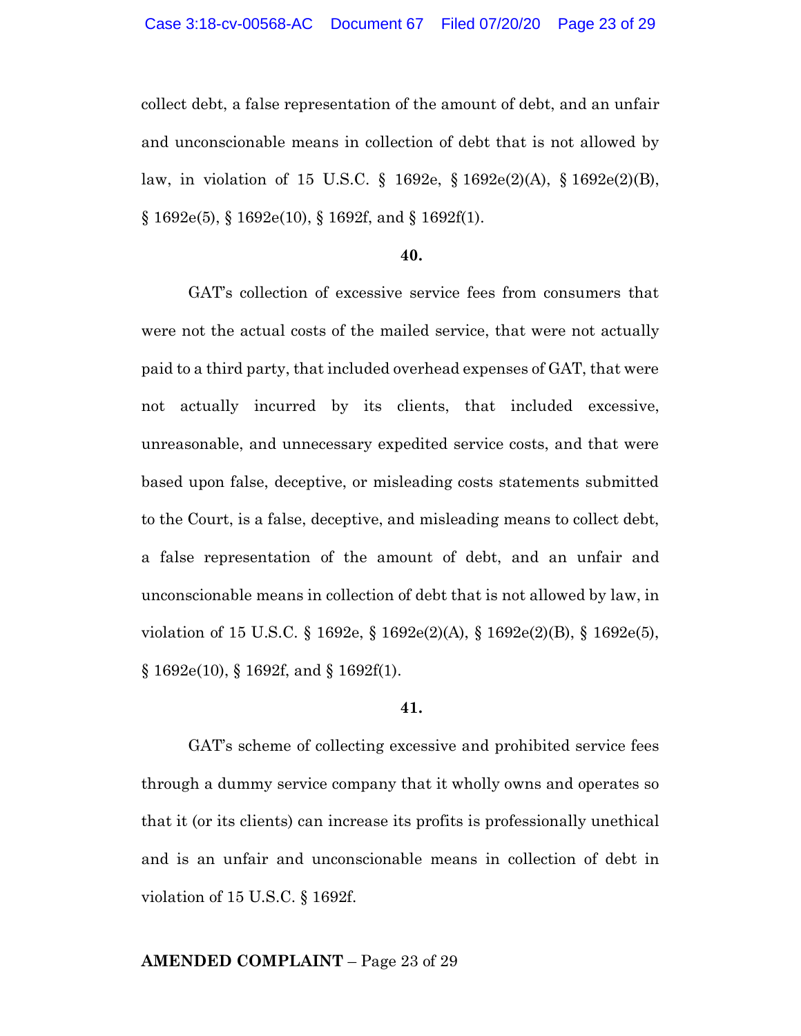collect debt, a false representation of the amount of debt, and an unfair and unconscionable means in collection of debt that is not allowed by law, in violation of 15 U.S.C. § 1692e, § 1692e(2)(A), § 1692e(2)(B), § 1692e(5), § 1692e(10), § 1692f, and § 1692f(1).

**40.**

GAT's collection of excessive service fees from consumers that were not the actual costs of the mailed service, that were not actually paid to a third party, that included overhead expenses of GAT, that were not actually incurred by its clients, that included excessive, unreasonable, and unnecessary expedited service costs, and that were based upon false, deceptive, or misleading costs statements submitted to the Court, is a false, deceptive, and misleading means to collect debt, a false representation of the amount of debt, and an unfair and unconscionable means in collection of debt that is not allowed by law, in violation of 15 U.S.C. § 1692e, § 1692e(2)(A), § 1692e(2)(B), § 1692e(5), § 1692e(10), § 1692f, and § 1692f(1).

**41.**

GAT's scheme of collecting excessive and prohibited service fees through a dummy service company that it wholly owns and operates so that it (or its clients) can increase its profits is professionally unethical and is an unfair and unconscionable means in collection of debt in violation of 15 U.S.C. § 1692f.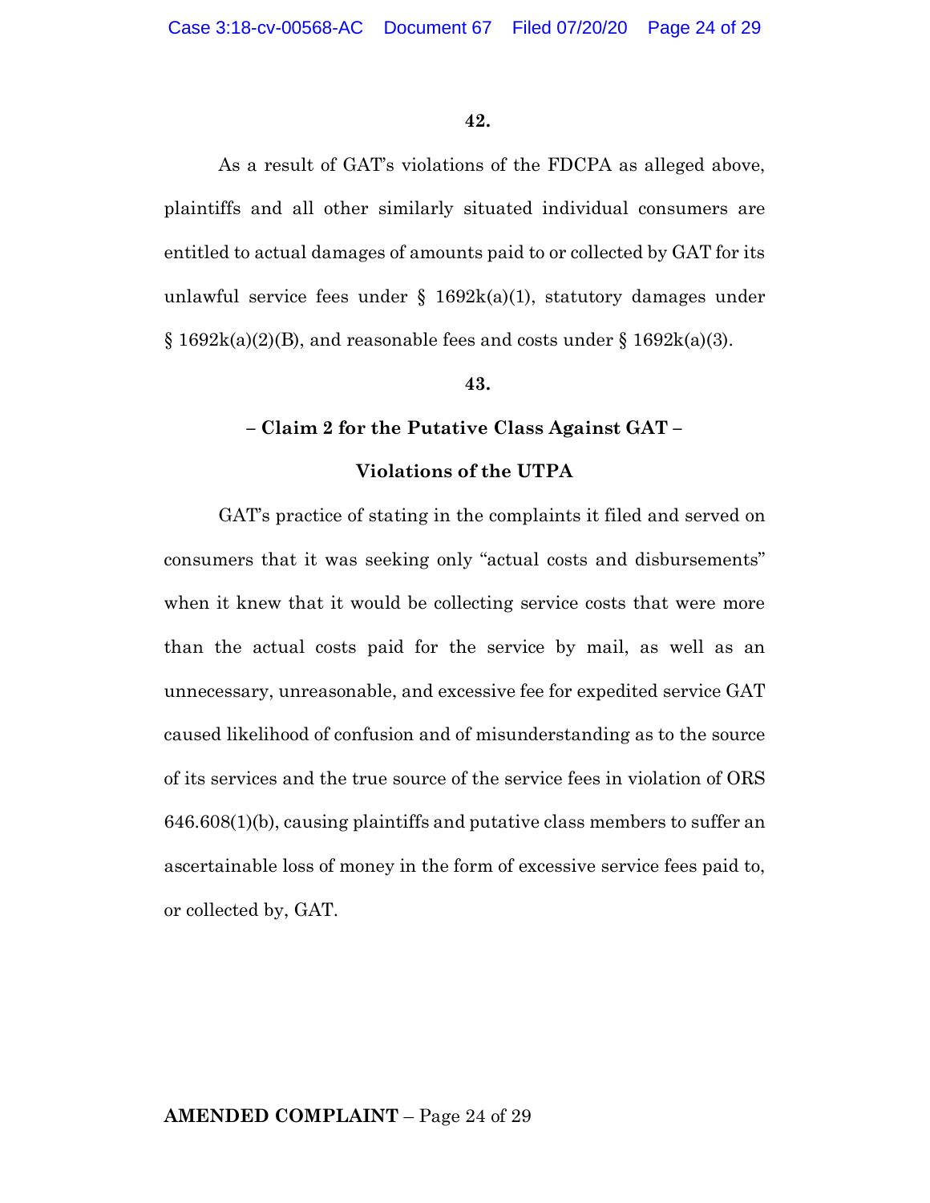**42.**

As a result of GAT's violations of the FDCPA as alleged above, plaintiffs and all other similarly situated individual consumers are entitled to actual damages of amounts paid to or collected by GAT for its unlawful service fees under § 1692k(a)(1), statutory damages under § 1692k(a)(2)(B), and reasonable fees and costs under § 1692k(a)(3).

**43.**

**– Claim 2 for the Putative Class Against GAT –**

**Violations of the UTPA**

GAT's practice of stating in the complaints it filed and served on consumers that it was seeking only "actual costs and disbursements" when it knew that it would be collecting service costs that were more than the actual costs paid for the service by mail, as well as an unnecessary, unreasonable, and excessive fee for expedited service GAT caused likelihood of confusion and of misunderstanding as to the source of its services and the true source of the service fees in violation of ORS 646.608(1)(b), causing plaintiffs and putative class members to suffer an ascertainable loss of money in the form of excessive service fees paid to, or collected by, GAT.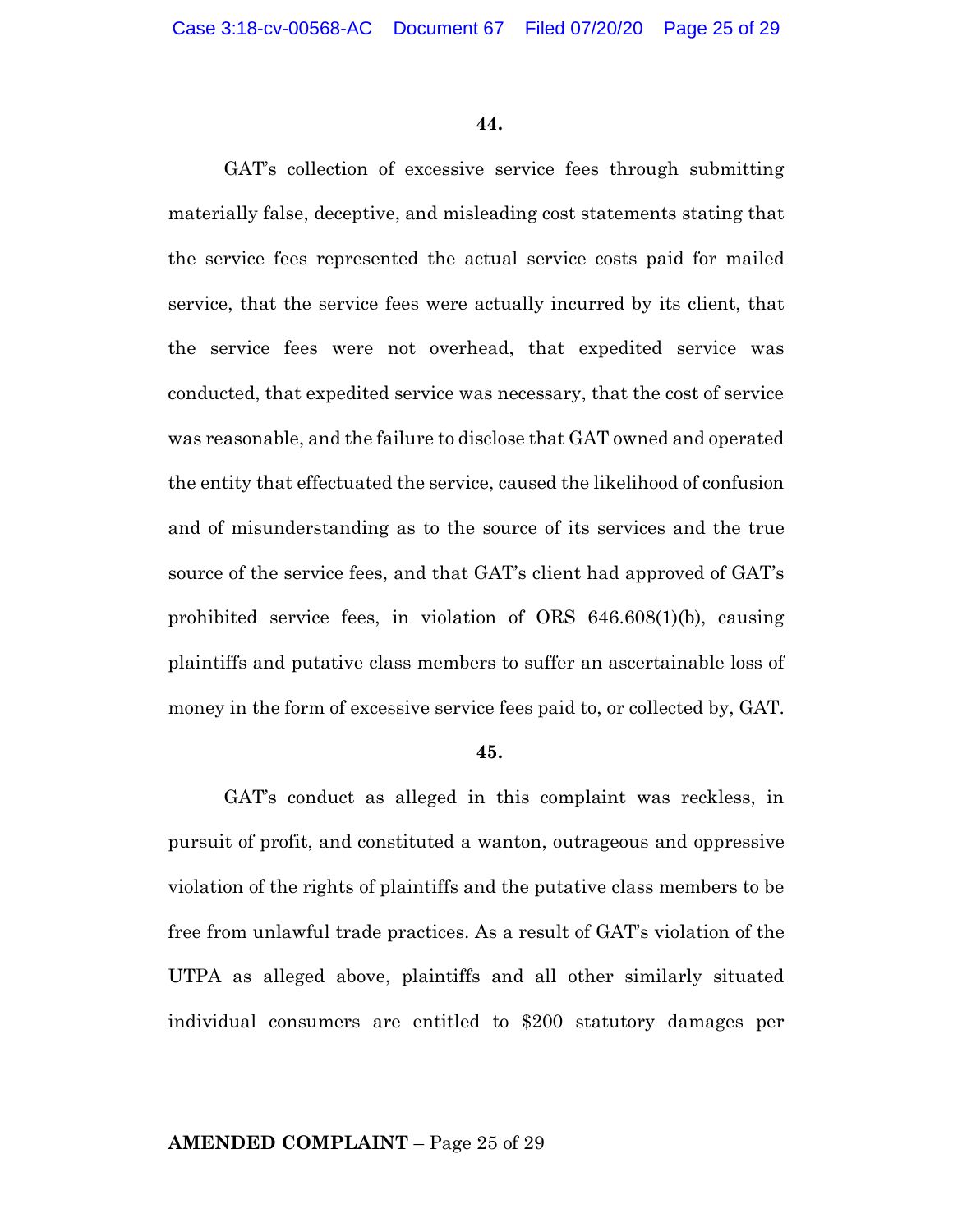**44.**

GAT's collection of excessive service fees through submitting materially false, deceptive, and misleading cost statements stating that the service fees represented the actual service costs paid for mailed service, that the service fees were actually incurred by its client, that the service fees were not overhead, that expedited service was conducted, that expedited service was necessary, that the cost of service was reasonable, and the failure to disclose that GAT owned and operated the entity that effectuated the service, caused the likelihood of confusion and of misunderstanding as to the source of its services and the true source of the service fees, and that GAT's client had approved of GAT's prohibited service fees, in violation of ORS 646.608(1)(b), causing plaintiffs and putative class members to suffer an ascertainable loss of money in the form of excessive service fees paid to, or collected by, GAT.

**45.**

GAT's conduct as alleged in this complaint was reckless, in pursuit of profit, and constituted a wanton, outrageous and oppressive violation of the rights of plaintiffs and the putative class members to be free from unlawful trade practices. As a result of GAT's violation of the UTPA as alleged above, plaintiffs and all other similarly situated individual consumers are entitled to $200 statutory damages per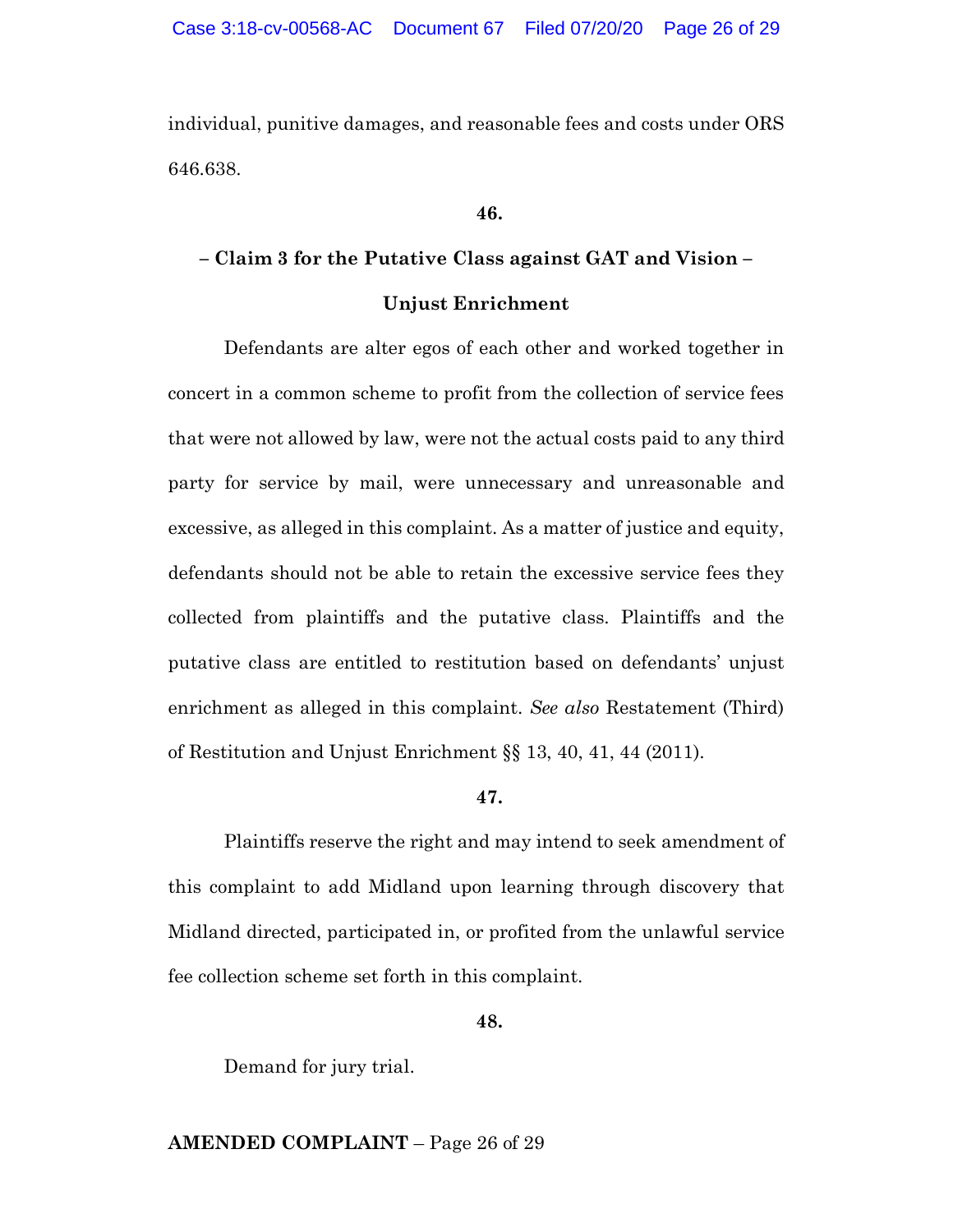individual, punitive damages, and reasonable fees and costs under ORS 646.638.

**46.**

**– Claim 3 for the Putative Class against GAT and Vision –**

**Unjust Enrichment**

Defendants are alter egos of each other and worked together in concert in a common scheme to profit from the collection of service fees that were not allowed by law, were not the actual costs paid to any third party for service by mail, were unnecessary and unreasonable and excessive, as alleged in this complaint. As a matter of justice and equity, defendants should not be able to retain the excessive service fees they collected from plaintiffs and the putative class. Plaintiffs and the putative class are entitled to restitution based on defendants' unjust enrichment as alleged in this complaint. *See also* Restatement (Third) of Restitution and Unjust Enrichment §§ 13, 40, 41, 44 (2011).

**47.**

Plaintiffs reserve the right and may intend to seek amendment of this complaint to add Midland upon learning through discovery that Midland directed, participated in, or profited from the unlawful service fee collection scheme set forth in this complaint.

**48.**

Demand for jury trial.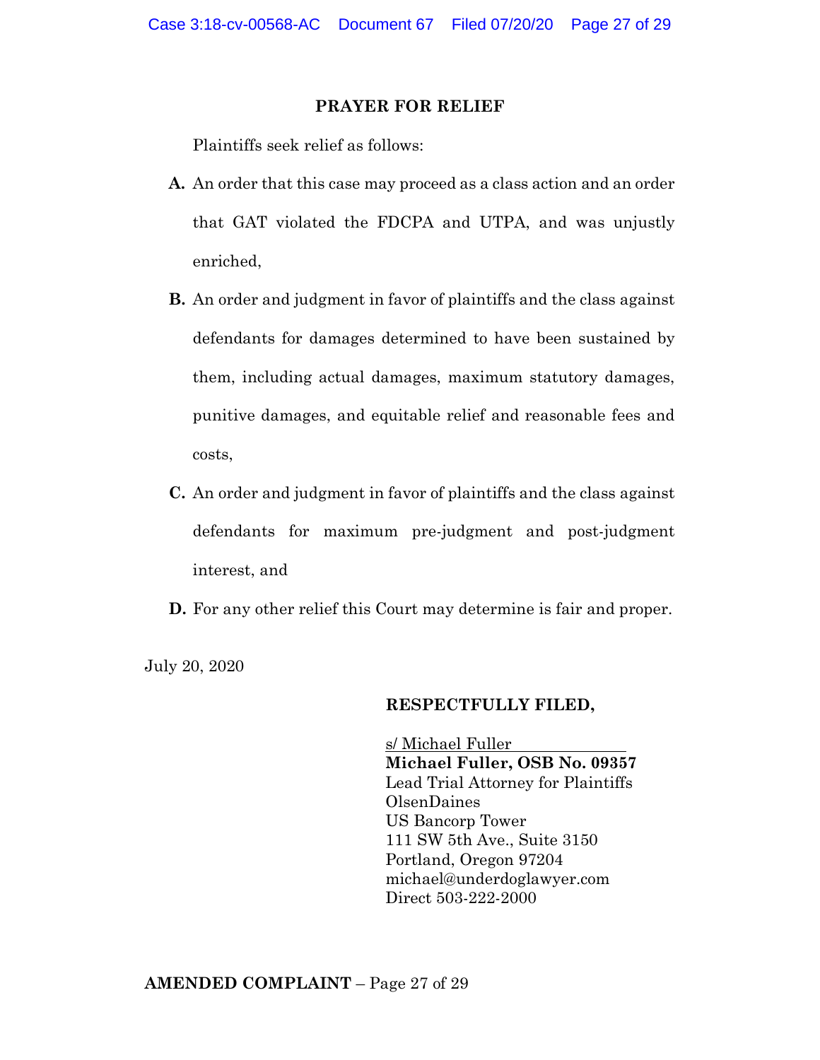## PRAYER FOR RELIEF

Plaintiffs seek relief as follows:

**A.** An order that this case may proceed as a class action and an order that GAT violated the FDCPA and UTPA, and was unjustly enriched,

**B.** An order and judgment in favor of plaintiffs and the class against defendants for damages determined to have been sustained by them, including actual damages, maximum statutory damages, punitive damages, and equitable relief and reasonable fees and costs,

**C.** An order and judgment in favor of plaintiffs and the class against defendants for maximum pre-judgment and post-judgment interest, and

**D.** For any other relief this Court may determine is fair and proper.

July 20, 2020

**RESPECTFULLY FILED,**

s/ Michael Fuller
**Michael Fuller, OSB No. 09357**
Lead Trial Attorney for Plaintiffs
OlsenDaines
US Bancorp Tower
111 SW 5th Ave., Suite 3150
Portland, Oregon 97204
michael@underdoglawyer.com
Direct 503-222-2000

**AMENDED COMPLAINT** – Page 27 of 29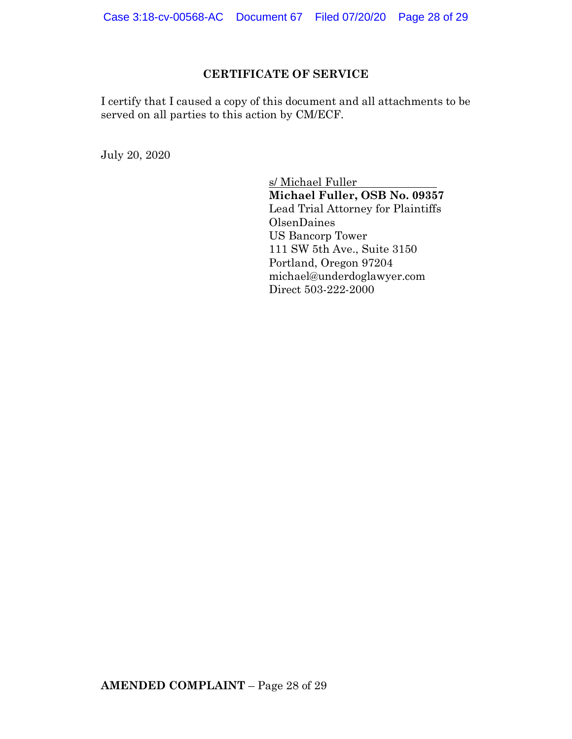## CERTIFICATE OF SERVICE

I certify that I caused a copy of this document and all attachments to be served on all parties to this action by CM/ECF.

July 20, 2020

s/ Michael Fuller
**Michael Fuller, OSB No. 09357**
Lead Trial Attorney for Plaintiffs
OlsenDaines
US Bancorp Tower
111 SW 5th Ave., Suite 3150
Portland, Oregon 97204
michael@underdoglawyer.com
Direct 503-222-2000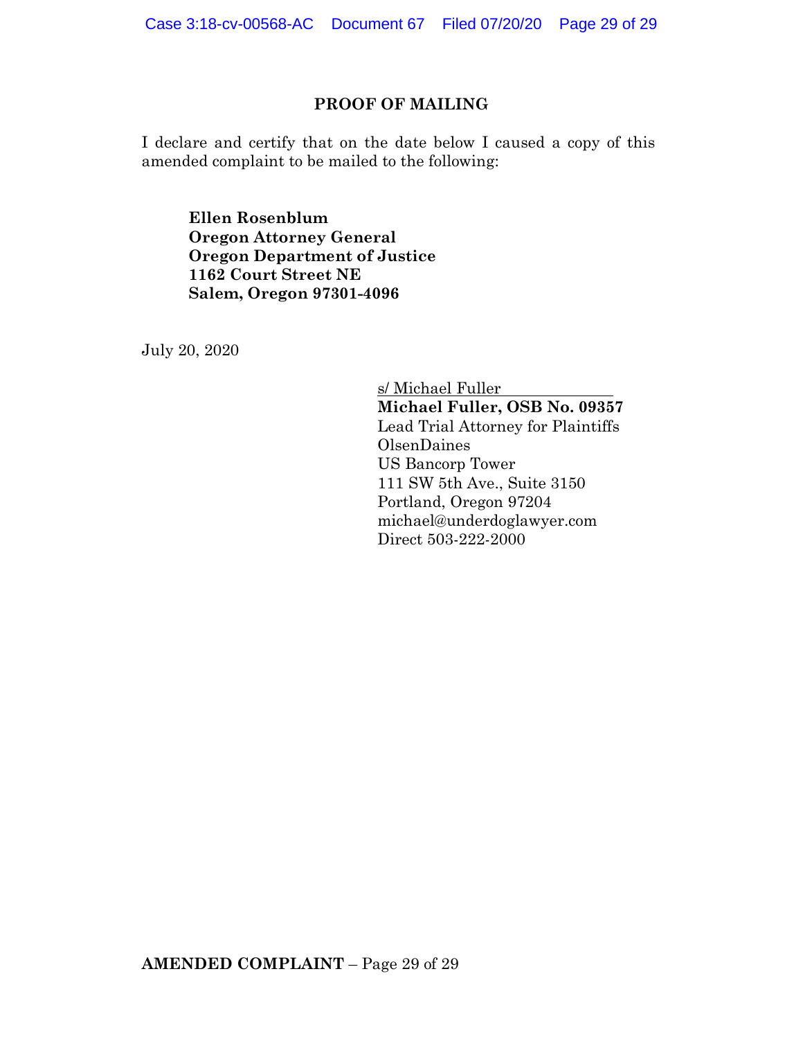## PROOF OF MAILING

I declare and certify that on the date below I caused a copy of this amended complaint to be mailed to the following:

**Ellen Rosenblum**
**Oregon Attorney General**
**Oregon Department of Justice**
**1162 Court Street NE**
**Salem, Oregon 97301-4096**

July 20, 2020

s/ Michael Fuller
**Michael Fuller, OSB No. 09357**
Lead Trial Attorney for Plaintiffs
OlsenDaines
US Bancorp Tower
111 SW 5th Ave., Suite 3150
Portland, Oregon 97204
michael@underdoglawyer.com
Direct 503-222-2000